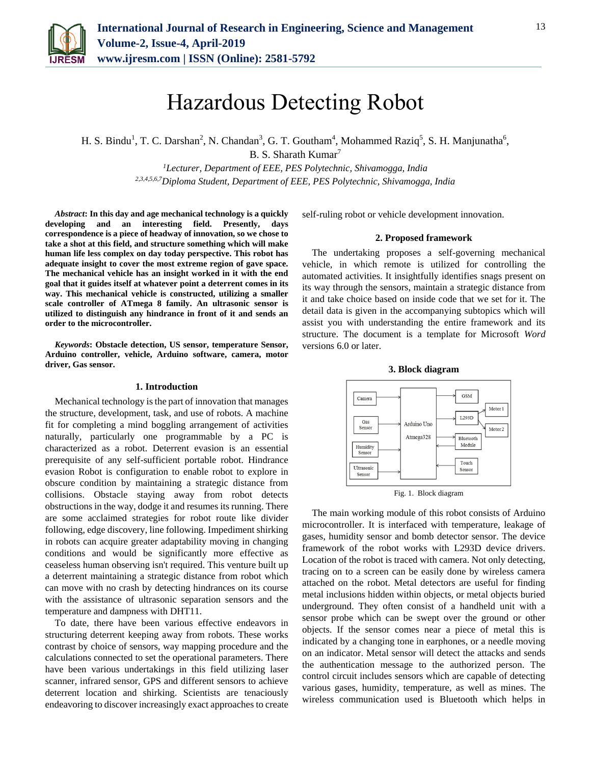# Hazardous Detecting Robot

H. S. Bindu[1], T. C. Darshan[2], N. Chandan[3], G. T. Goutham[4], Mohammed Raziq[5], S. H. Manjunatha[6], B. S. Sharath Kumar[7]

[1]*Lecturer, Department of EEE, PES Polytechnic, Shivamogga, India*
[2,3,4,5,6,7]*Diploma Student, Department of EEE, PES Polytechnic, Shivamogga, India*

***Abstract*: In this day and age mechanical technology is a quickly developing and an interesting field. Presently, days correspondence is a piece of headway of innovation, so we chose to take a shot at this field, and structure something which will make human life less complex on day today perspective. This robot has adequate insight to cover the most extreme region of gave space. The mechanical vehicle has an insight worked in it with the end goal that it guides itself at whatever point a deterrent comes in its way. This mechanical vehicle is constructed, utilizing a smaller scale controller of ATmega 8 family. An ultrasonic sensor is utilized to distinguish any hindrance in front of it and sends an order to the microcontroller.**

***Keywords*: Obstacle detection, US sensor, temperature Sensor, Arduino controller, vehicle, Arduino software, camera, motor driver, Gas sensor.**

## 1. Introduction

Mechanical technology is the part of innovation that manages the structure, development, task, and use of robots. A machine fit for completing a mind boggling arrangement of activities naturally, particularly one programmable by a PC is characterized as a robot. Deterrent evasion is an essential prerequisite of any self-sufficient portable robot. Hindrance evasion Robot is configuration to enable robot to explore in obscure condition by maintaining a strategic distance from collisions. Obstacle staying away from robot detects obstructions in the way, dodge it and resumes its running. There are some acclaimed strategies for robot route like divider following, edge discovery, line following. Impediment shirking in robots can acquire greater adaptability moving in changing conditions and would be significantly more effective as ceaseless human observing isn't required. This venture built up a deterrent maintaining a strategic distance from robot which can move with no crash by detecting hindrances on its course with the assistance of ultrasonic separation sensors and the temperature and dampness with DHT11.

To date, there have been various effective endeavors in structuring deterrent keeping away from robots. These works contrast by choice of sensors, way mapping procedure and the calculations connected to set the operational parameters. There have been various undertakings in this field utilizing laser scanner, infrared sensor, GPS and different sensors to achieve deterrent location and shirking. Scientists are tenaciously endeavoring to discover increasingly exact approaches to create self-ruling robot or vehicle development innovation.

## 2. Proposed framework

The undertaking proposes a self-governing mechanical vehicle, in which remote is utilized for controlling the automated activities. It insightfully identifies snags present on its way through the sensors, maintain a strategic distance from it and take choice based on inside code that we set for it. The detail data is given in the accompanying subtopics which will assist you with understanding the entire framework and its structure. The document is a template for Microsoft *Word* versions 6.0 or later.

## 3. Block diagram

Camera, Gas Sensor, Humidity Sensor, Ultrasonic Sensor → Arduino Uno Atmega328 → GSM, L293D (→ Motor 1, Motor 2), Bluetooth Module (bidirectional), Touch Sensor

Fig. 1. Block diagram

The main working module of this robot consists of Arduino microcontroller. It is interfaced with temperature, leakage of gases, humidity sensor and bomb detector sensor. The device framework of the robot works with L293D device drivers. Location of the robot is traced with camera. Not only detecting, tracing on to a screen can be easily done by wireless camera attached on the robot. Metal detectors are useful for finding metal inclusions hidden within objects, or metal objects buried underground. They often consist of a handheld unit with a sensor probe which can be swept over the ground or other objects. If the sensor comes near a piece of metal this is indicated by a changing tone in earphones, or a needle moving on an indicator. Metal sensor will detect the attacks and sends the authentication message to the authorized person. The control circuit includes sensors which are capable of detecting various gases, humidity, temperature, as well as mines. The wireless communication used is Bluetooth which helps in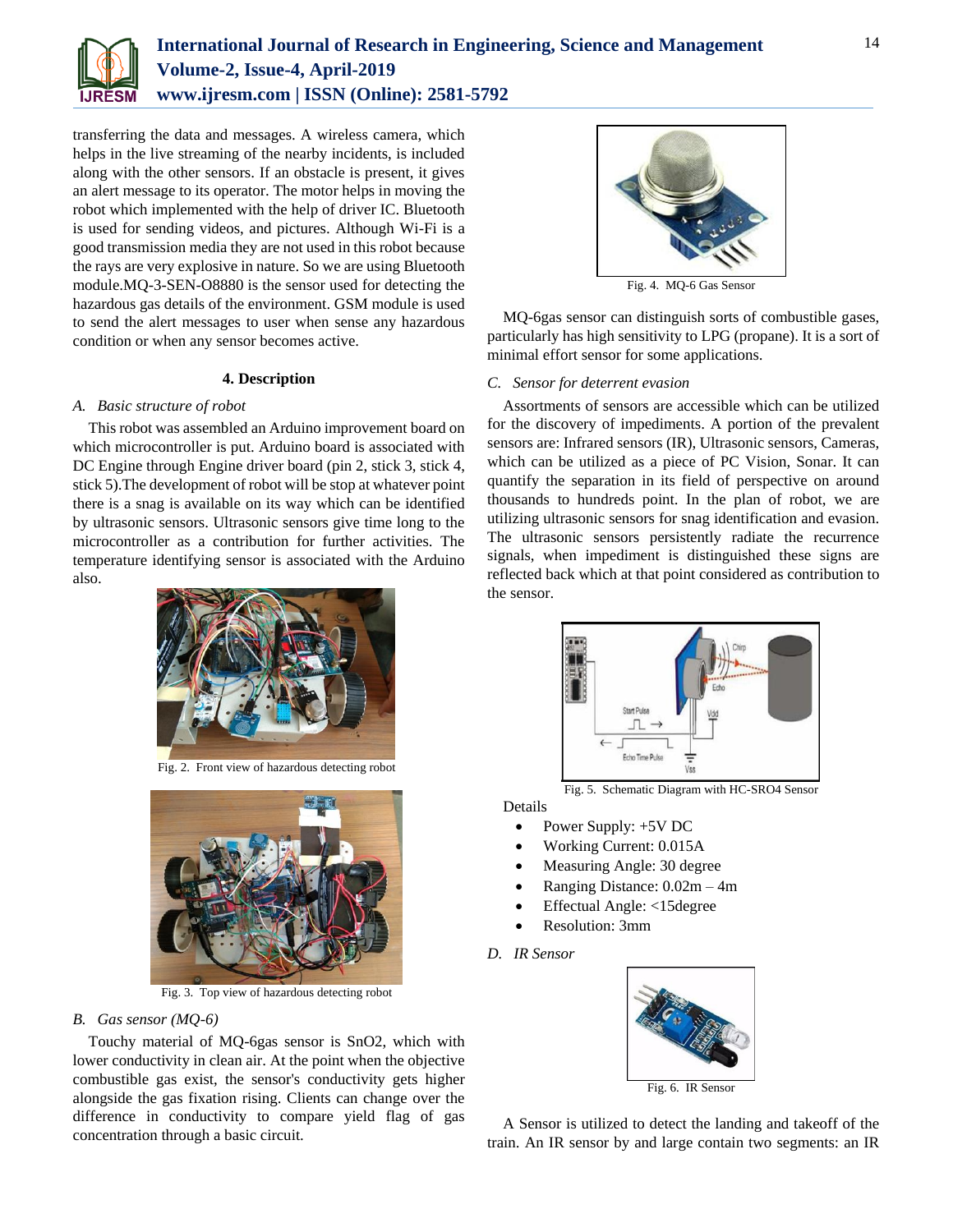transferring the data and messages. A wireless camera, which helps in the live streaming of the nearby incidents, is included along with the other sensors. If an obstacle is present, it gives an alert message to its operator. The motor helps in moving the robot which implemented with the help of driver IC. Bluetooth is used for sending videos, and pictures. Although Wi-Fi is a good transmission media they are not used in this robot because the rays are very explosive in nature. So we are using Bluetooth module.MQ-3-SEN-O8880 is the sensor used for detecting the hazardous gas details of the environment. GSM module is used to send the alert messages to user when sense any hazardous condition or when any sensor becomes active.

## 4. Description

### *A. Basic structure of robot*

This robot was assembled an Arduino improvement board on which microcontroller is put. Arduino board is associated with DC Engine through Engine driver board (pin 2, stick 3, stick 4, stick 5).The development of robot will be stop at whatever point there is a snag is available on its way which can be identified by ultrasonic sensors. Ultrasonic sensors give time long to the microcontroller as a contribution for further activities. The temperature identifying sensor is associated with the Arduino also.

Fig. 2. Front view of hazardous detecting robot

Fig. 3. Top view of hazardous detecting robot

### *B. Gas sensor (MQ-6)*

Touchy material of MQ-6gas sensor is $SnO_2$, which with lower conductivity in clean air. At the point when the objective combustible gas exist, the sensor's conductivity gets higher alongside the gas fixation rising. Clients can change over the difference in conductivity to compare yield flag of gas concentration through a basic circuit.

Fig. 4. MQ-6 Gas Sensor

MQ-6gas sensor can distinguish sorts of combustible gases, particularly has high sensitivity to LPG (propane). It is a sort of minimal effort sensor for some applications.

### *C. Sensor for deterrent evasion*

Assortments of sensors are accessible which can be utilized for the discovery of impediments. A portion of the prevalent sensors are: Infrared sensors (IR), Ultrasonic sensors, Cameras, which can be utilized as a piece of PC Vision, Sonar. It can quantify the separation in its field of perspective on around thousands to hundreds point. In the plan of robot, we are utilizing ultrasonic sensors for snag identification and evasion. The ultrasonic sensors persistently radiate the recurrence signals, when impediment is distinguished these signs are reflected back which at that point considered as contribution to the sensor.

Fig. 5. Schematic Diagram with HC-SRO4 Sensor

Details

- Power Supply: +5V DC
- Working Current: 0.015A
- Measuring Angle: 30 degree
- Ranging Distance: 0.02m – 4m
- Effectual Angle: <15degree
- Resolution: 3mm

### *D. IR Sensor*

Fig. 6. IR Sensor

A Sensor is utilized to detect the landing and takeoff of the train. An IR sensor by and large contain two segments: an IR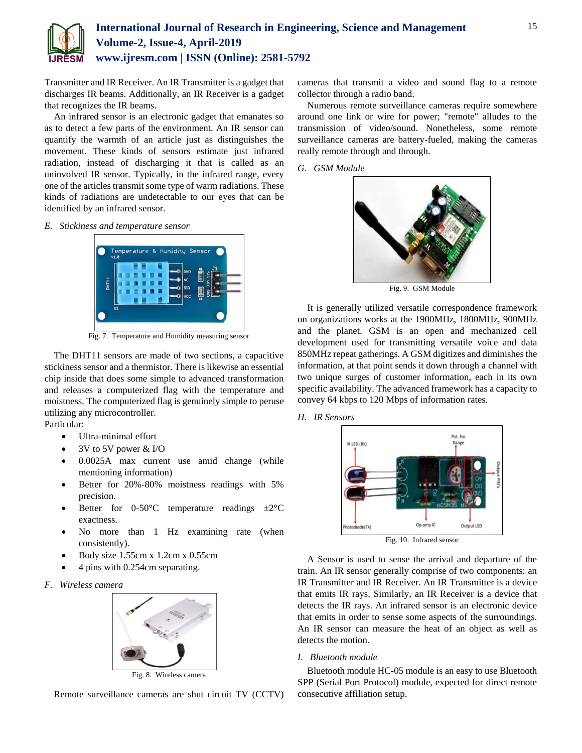Transmitter and IR Receiver. An IR Transmitter is a gadget that discharges IR beams. Additionally, an IR Receiver is a gadget that recognizes the IR beams.

An infrared sensor is an electronic gadget that emanates so as to detect a few parts of the environment. An IR sensor can quantify the warmth of an article just as distinguishes the movement. These kinds of sensors estimate just infrared radiation, instead of discharging it that is called as an uninvolved IR sensor. Typically, in the infrared range, every one of the articles transmit some type of warm radiations. These kinds of radiations are undetectable to our eyes that can be identified by an infrared sensor.

### *E. Stickiness and temperature sensor*

Fig. 7. Temperature and Humidity measuring sensor

The DHT11 sensors are made of two sections, a capacitive stickiness sensor and a thermistor. There is likewise an essential chip inside that does some simple to advanced transformation and releases a computerized flag with the temperature and moistness. The computerized flag is genuinely simple to peruse utilizing any microcontroller.

Particular:

- Ultra-minimal effort
- 3V to 5V power & I/O
- 0.0025A max current use amid change (while mentioning information)
- Better for 20%-80% moistness readings with 5% precision.
- Better for 0-50°C temperature readings ±2°C exactness.
- No more than 1 Hz examining rate (when consistently).
- Body size 1.55cm x 1.2cm x 0.55cm
- 4 pins with 0.254cm separating.

### *F. Wireless camera*

Fig. 8. Wireless camera

Remote surveillance cameras are shut circuit TV (CCTV) cameras that transmit a video and sound flag to a remote collector through a radio band.

Numerous remote surveillance cameras require somewhere around one link or wire for power; "remote" alludes to the transmission of video/sound. Nonetheless, some remote surveillance cameras are battery-fueled, making the cameras really remote through and through.

### *G. GSM Module*

Fig. 9. GSM Module

It is generally utilized versatile correspondence framework on organizations works at the 1900MHz, 1800MHz, 900MHz and the planet. GSM is an open and mechanized cell development used for transmitting versatile voice and data 850MHz repeat gatherings. A GSM digitizes and diminishes the information, at that point sends it down through a channel with two unique surges of customer information, each in its own specific availability. The advanced framework has a capacity to convey 64 kbps to 120 Mbps of information rates.

### *H. IR Sensors*

Fig. 10. Infrared sensor

A Sensor is used to sense the arrival and departure of the train. An IR sensor generally comprise of two components: an IR Transmitter and IR Receiver. An IR Transmitter is a device that emits IR rays. Similarly, an IR Receiver is a device that detects the IR rays. An infrared sensor is an electronic device that emits in order to sense some aspects of the surroundings. An IR sensor can measure the heat of an object as well as detects the motion.

### *I. Bluetooth module*

Bluetooth module HC-05 module is an easy to use Bluetooth SPP (Serial Port Protocol) module, expected for direct remote consecutive affiliation setup.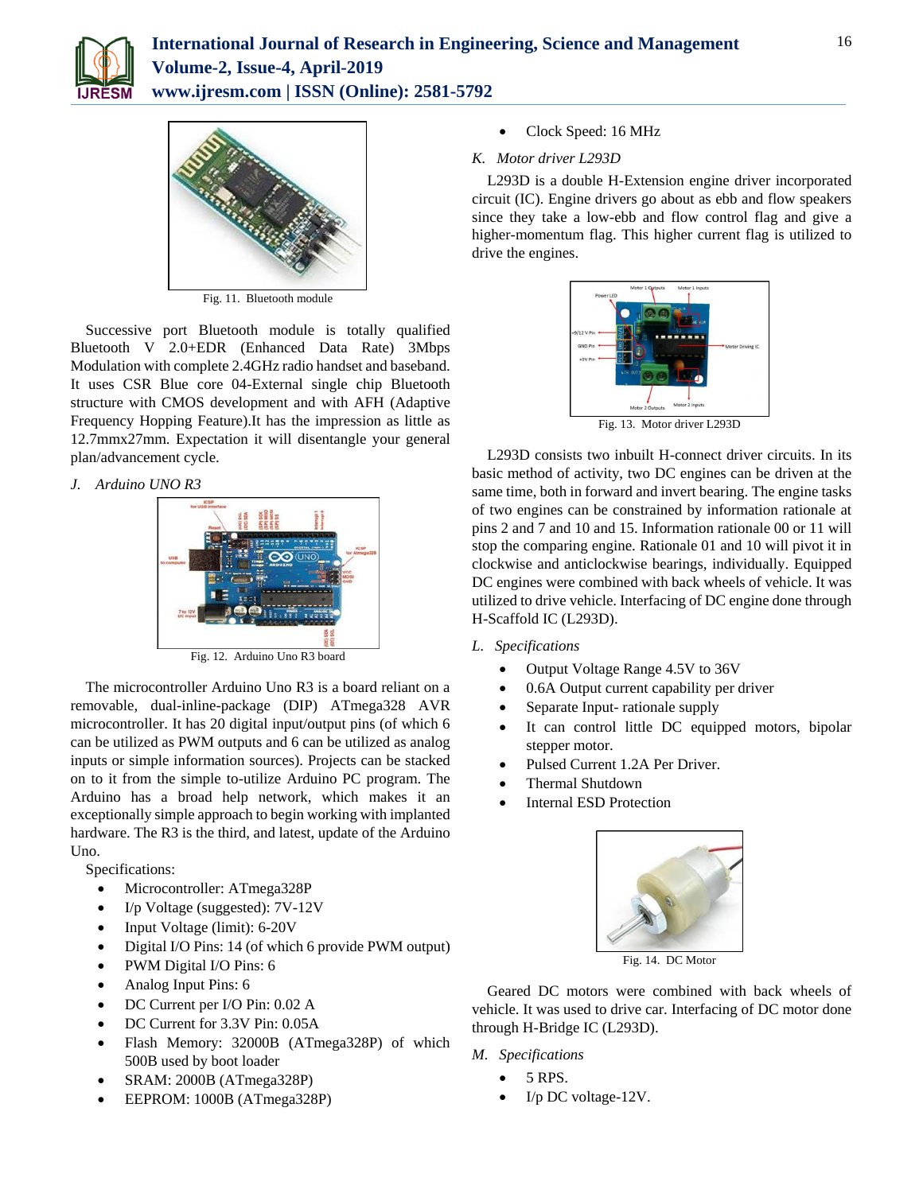Fig. 11. Bluetooth module

Successive port Bluetooth module is totally qualified Bluetooth V 2.0+EDR (Enhanced Data Rate) 3Mbps Modulation with complete 2.4GHz radio handset and baseband. It uses CSR Blue core 04-External single chip Bluetooth structure with CMOS development and with AFH (Adaptive Frequency Hopping Feature).It has the impression as little as 12.7mmx27mm. Expectation it will disentangle your general plan/advancement cycle.

### J. *Arduino UNO R3*

Fig. 12. Arduino Uno R3 board

The microcontroller Arduino Uno R3 is a board reliant on a removable, dual-inline-package (DIP) ATmega328 AVR microcontroller. It has 20 digital input/output pins (of which 6 can be utilized as PWM outputs and 6 can be utilized as analog inputs or simple information sources). Projects can be stacked on to it from the simple to-utilize Arduino PC program. The Arduino has a broad help network, which makes it an exceptionally simple approach to begin working with implanted hardware. The R3 is the third, and latest, update of the Arduino Uno.

Specifications:

- Microcontroller: ATmega328P
- I/p Voltage (suggested): 7V-12V
- Input Voltage (limit): 6-20V
- Digital I/O Pins: 14 (of which 6 provide PWM output)
- PWM Digital I/O Pins: 6
- Analog Input Pins: 6
- DC Current per I/O Pin: 0.02 A
- DC Current for 3.3V Pin: 0.05A
- Flash Memory: 32000B (ATmega328P) of which 500B used by boot loader
- SRAM: 2000B (ATmega328P)
- EEPROM: 1000B (ATmega328P)
- Clock Speed: 16 MHz

### K. *Motor driver L293D*

L293D is a double H-Extension engine driver incorporated circuit (IC). Engine drivers go about as ebb and flow speakers since they take a low-ebb and flow control flag and give a higher-momentum flag. This higher current flag is utilized to drive the engines.

Fig. 13. Motor driver L293D

L293D consists two inbuilt H-connect driver circuits. In its basic method of activity, two DC engines can be driven at the same time, both in forward and invert bearing. The engine tasks of two engines can be constrained by information rationale at pins 2 and 7 and 10 and 15. Information rationale 00 or 11 will stop the comparing engine. Rationale 01 and 10 will pivot it in clockwise and anticlockwise bearings, individually. Equipped DC engines were combined with back wheels of vehicle. It was utilized to drive vehicle. Interfacing of DC engine done through H-Scaffold IC (L293D).

### L. *Specifications*

- Output Voltage Range 4.5V to 36V
- 0.6A Output current capability per driver
- Separate Input- rationale supply
- It can control little DC equipped motors, bipolar stepper motor.
- Pulsed Current 1.2A Per Driver.
- Thermal Shutdown
- Internal ESD Protection

Fig. 14. DC Motor

Geared DC motors were combined with back wheels of vehicle. It was used to drive car. Interfacing of DC motor done through H-Bridge IC (L293D).

### M. *Specifications*

- 5 RPS.
- I/p DC voltage-12V.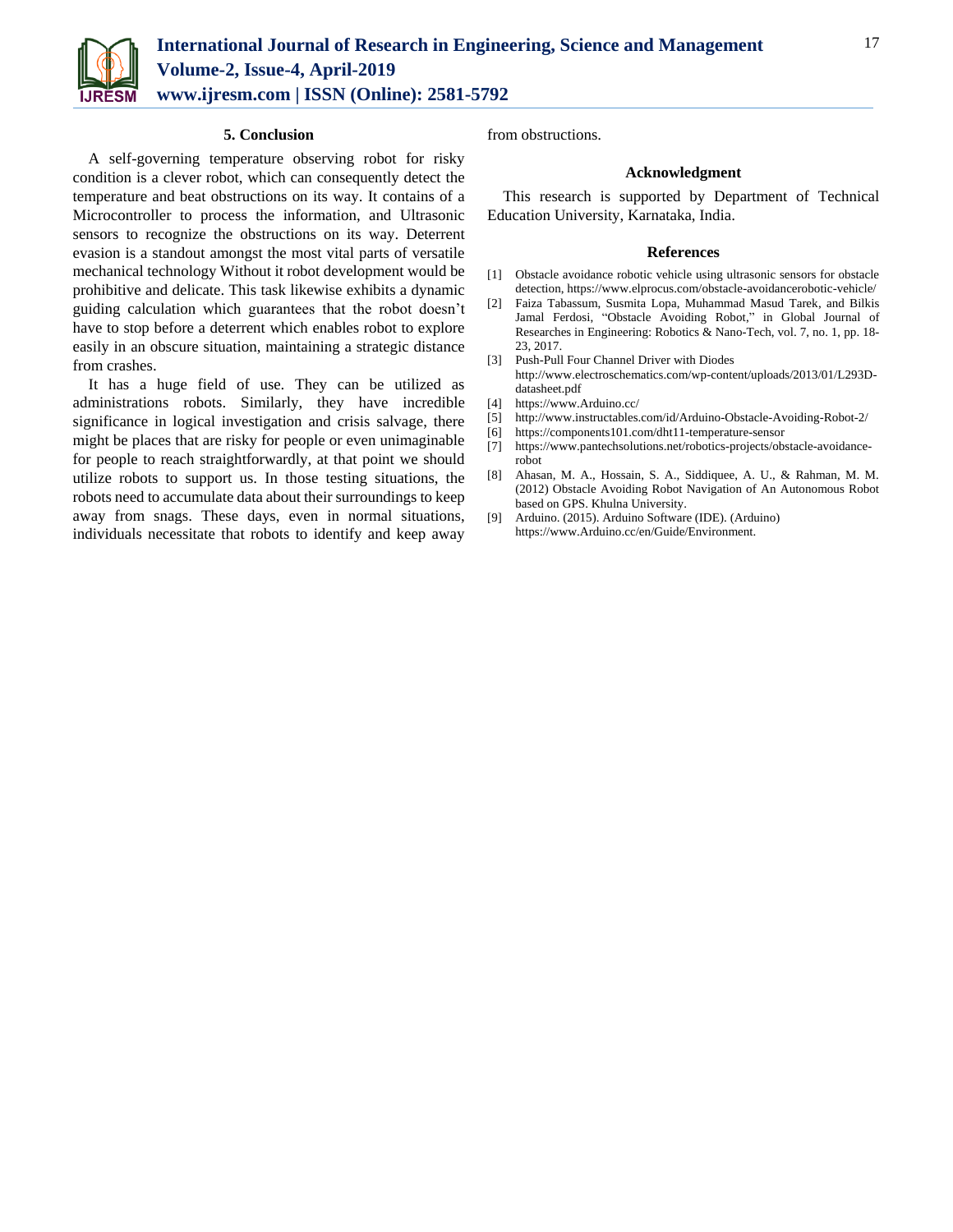## 5. Conclusion

A self-governing temperature observing robot for risky condition is a clever robot, which can consequently detect the temperature and beat obstructions on its way. It contains of a Microcontroller to process the information, and Ultrasonic sensors to recognize the obstructions on its way. Deterrent evasion is a standout amongst the most vital parts of versatile mechanical technology Without it robot development would be prohibitive and delicate. This task likewise exhibits a dynamic guiding calculation which guarantees that the robot doesn't have to stop before a deterrent which enables robot to explore easily in an obscure situation, maintaining a strategic distance from crashes.

It has a huge field of use. They can be utilized as administrations robots. Similarly, they have incredible significance in logical investigation and crisis salvage, there might be places that are risky for people or even unimaginable for people to reach straightforwardly, at that point we should utilize robots to support us. In those testing situations, the robots need to accumulate data about their surroundings to keep away from snags. These days, even in normal situations, individuals necessitate that robots to identify and keep away from obstructions.

## Acknowledgment

This research is supported by Department of Technical Education University, Karnataka, India.

## References

[1] Obstacle avoidance robotic vehicle using ultrasonic sensors for obstacle detection, https://www.elprocus.com/obstacle-avoidancerobotic-vehicle/
[2] Faiza Tabassum, Susmita Lopa, Muhammad Masud Tarek, and Bilkis Jamal Ferdosi, "Obstacle Avoiding Robot," in Global Journal of Researches in Engineering: Robotics & Nano-Tech, vol. 7, no. 1, pp. 18-23, 2017.
[3] Push-Pull Four Channel Driver with Diodes http://www.electroschematics.com/wp-content/uploads/2013/01/L293D-datasheet.pdf
[4] https://www.Arduino.cc/
[5] http://www.instructables.com/id/Arduino-Obstacle-Avoiding-Robot-2/
[6] https://components101.com/dht11-temperature-sensor
[7] https://www.pantechsolutions.net/robotics-projects/obstacle-avoidance-robot
[8] Ahasan, M. A., Hossain, S. A., Siddiquee, A. U., & Rahman, M. M. (2012) Obstacle Avoiding Robot Navigation of An Autonomous Robot based on GPS. Khulna University.
[9] Arduino. (2015). Arduino Software (IDE). (Arduino) https://www.Arduino.cc/en/Guide/Environment.